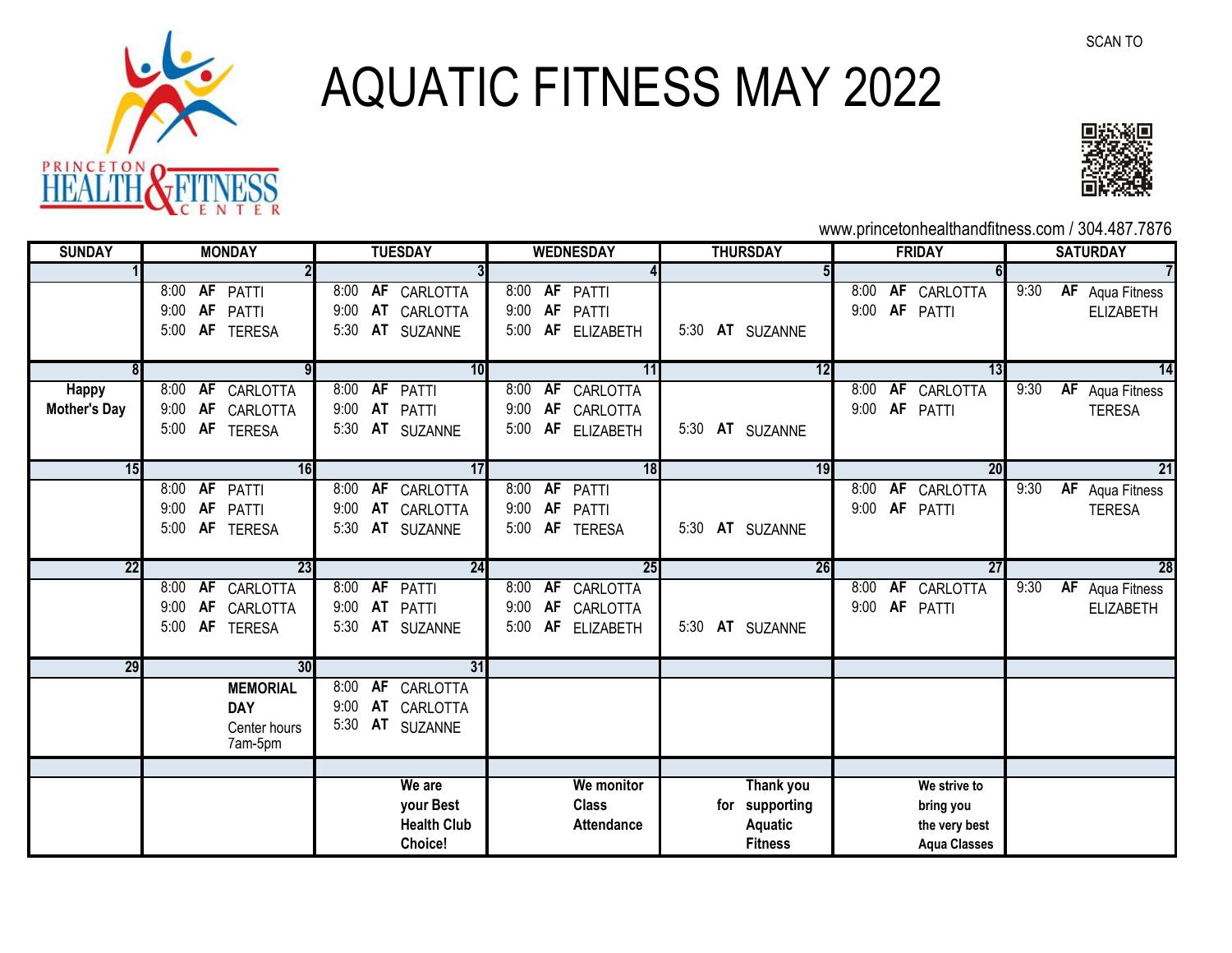# AQUATIC FITNESS MAY 2022

PRINCETON HEALTH & FITNESS CENTER

SCAN TO

www.princetonhealthandfitness.com / 304.487.7876

| SUNDAY | MONDAY | TUESDAY | WEDNESDAY | THURSDAY | FRIDAY | SATURDAY |
|---|---|---|---|---|---|---|
| 1 | 2 | 3 | 4 | 5 | 6 | 7 |
| | 8:00 AF PATTI<br>9:00 AF PATTI<br>5:00 AF TERESA | 8:00 AF CARLOTTA<br>9:00 AT CARLOTTA<br>5:30 AT SUZANNE | 8:00 AF PATTI<br>9:00 AF PATTI<br>5:00 AF ELIZABETH | 5:30 AT SUZANNE | 8:00 AF CARLOTTA<br>9:00 AF PATTI | 9:30 AF Aqua Fitness ELIZABETH |
| 8 | 9 | 10 | 11 | 12 | 13 | 14 |
| **Happy Mother's Day** | 8:00 AF CARLOTTA<br>9:00 AF CARLOTTA<br>5:00 AF TERESA | 8:00 AF PATTI<br>9:00 AT PATTI<br>5:30 AT SUZANNE | 8:00 AF CARLOTTA<br>9:00 AF CARLOTTA<br>5:00 AF ELIZABETH | 5:30 AT SUZANNE | 8:00 AF CARLOTTA<br>9:00 AF PATTI | 9:30 AF Aqua Fitness TERESA |
| 15 | 16 | 17 | 18 | 19 | 20 | 21 |
| | 8:00 AF PATTI<br>9:00 AF PATTI<br>5:00 AF TERESA | 8:00 AF CARLOTTA<br>9:00 AT CARLOTTA<br>5:30 AT SUZANNE | 8:00 AF PATTI<br>9:00 AF PATTI<br>5:00 AF TERESA | 5:30 AT SUZANNE | 8:00 AF CARLOTTA<br>9:00 AF PATTI | 9:30 AF Aqua Fitness TERESA |
| 22 | 23 | 24 | 25 | 26 | 27 | 28 |
| | 8:00 AF CARLOTTA<br>9:00 AF CARLOTTA<br>5:00 AF TERESA | 8:00 AF PATTI<br>9:00 AT PATTI<br>5:30 AT SUZANNE | 8:00 AF CARLOTTA<br>9:00 AF CARLOTTA<br>5:00 AF ELIZABETH | 5:30 AT SUZANNE | 8:00 AF CARLOTTA<br>9:00 AF PATTI | 9:30 AF Aqua Fitness ELIZABETH |
| 29 | 30 | 31 | | | | |
| | **MEMORIAL DAY**<br>Center hours 7am-5pm | 8:00 AF CARLOTTA<br>9:00 AT CARLOTTA<br>5:30 AT SUZANNE | | | | |
| | | | | | | |
| | | **We are your Best Health Club Choice!** | **We monitor Class Attendance** | **Thank you for supporting Aquatic Fitness** | **We strive to bring you the very best Aqua Classes** | |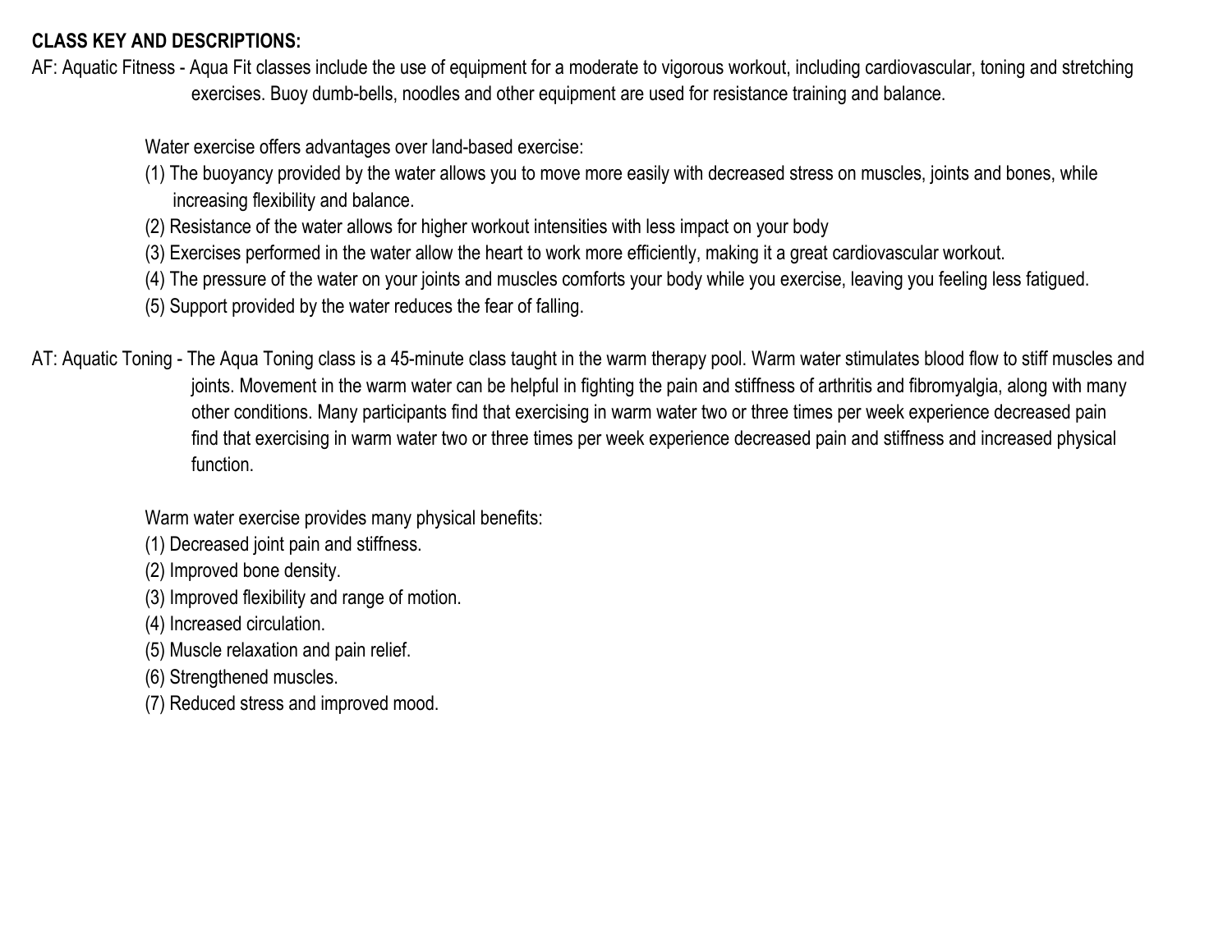**CLASS KEY AND DESCRIPTIONS:**

AF: Aquatic Fitness - Aqua Fit classes include the use of equipment for a moderate to vigorous workout, including cardiovascular, toning and stretching exercises. Buoy dumb-bells, noodles and other equipment are used for resistance training and balance.

Water exercise offers advantages over land-based exercise:

(1) The buoyancy provided by the water allows you to move more easily with decreased stress on muscles, joints and bones, while increasing flexibility and balance.
(2) Resistance of the water allows for higher workout intensities with less impact on your body
(3) Exercises performed in the water allow the heart to work more efficiently, making it a great cardiovascular workout.
(4) The pressure of the water on your joints and muscles comforts your body while you exercise, leaving you feeling less fatigued.
(5) Support provided by the water reduces the fear of falling.

AT: Aquatic Toning - The Aqua Toning class is a 45-minute class taught in the warm therapy pool. Warm water stimulates blood flow to stiff muscles and joints. Movement in the warm water can be helpful in fighting the pain and stiffness of arthritis and fibromyalgia, along with many other conditions. Many participants find that exercising in warm water two or three times per week experience decreased pain find that exercising in warm water two or three times per week experience decreased pain and stiffness and increased physical function.

Warm water exercise provides many physical benefits:

(1) Decreased joint pain and stiffness.
(2) Improved bone density.
(3) Improved flexibility and range of motion.
(4) Increased circulation.
(5) Muscle relaxation and pain relief.
(6) Strengthened muscles.
(7) Reduced stress and improved mood.